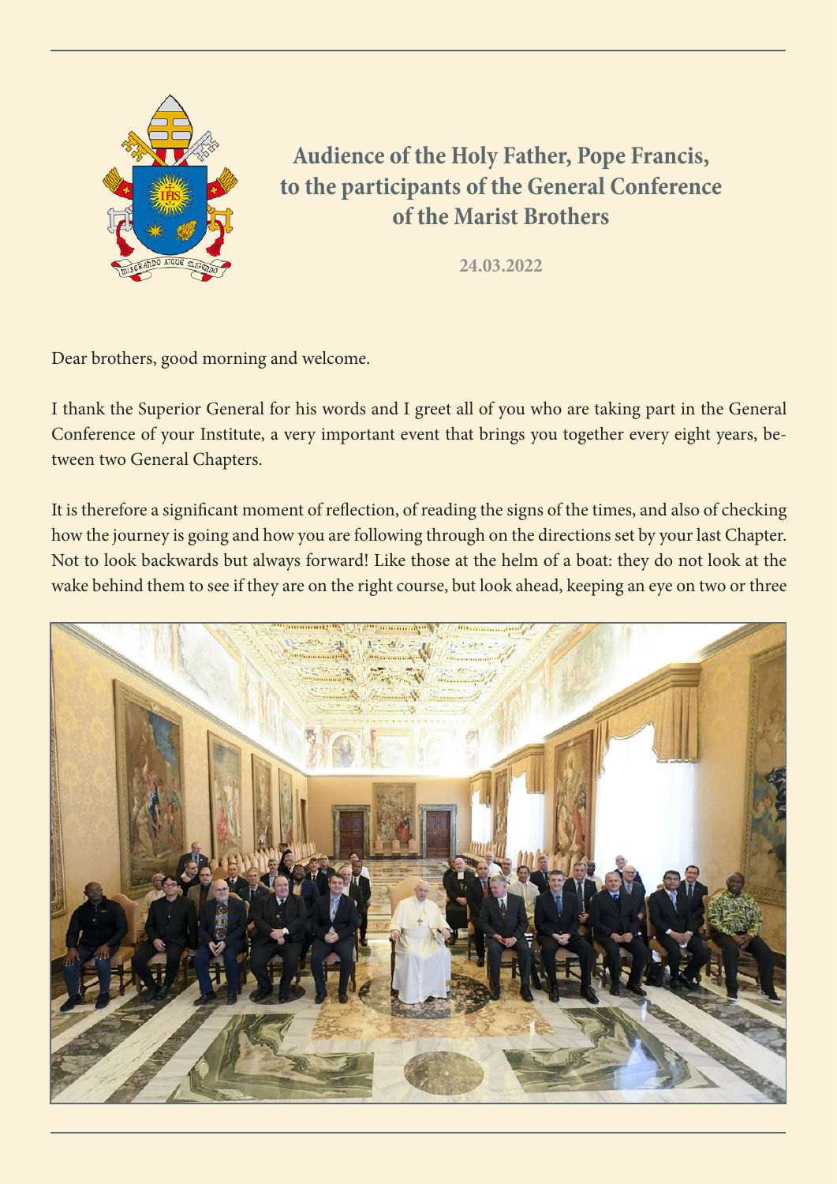# Audience of the Holy Father, Pope Francis, to the participants of the General Conference of the Marist Brothers

24.03.2022

Dear brothers, good morning and welcome.

I thank the Superior General for his words and I greet all of you who are taking part in the General Conference of your Institute, a very important event that brings you together every eight years, between two General Chapters.

It is therefore a significant moment of reflection, of reading the signs of the times, and also of checking how the journey is going and how you are following through on the directions set by your last Chapter. Not to look backwards but always forward! Like those at the helm of a boat: they do not look at the wake behind them to see if they are on the right course, but look ahead, keeping an eye on two or three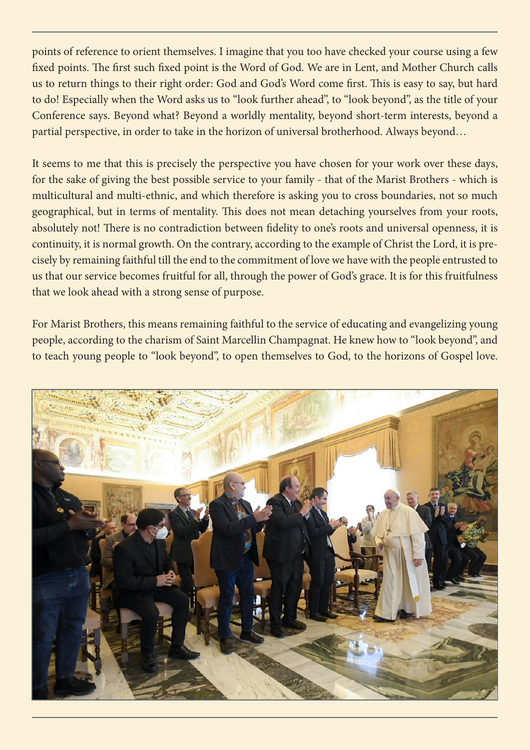points of reference to orient themselves. I imagine that you too have checked your course using a few fixed points. The first such fixed point is the Word of God. We are in Lent, and Mother Church calls us to return things to their right order: God and God's Word come first. This is easy to say, but hard to do! Especially when the Word asks us to "look further ahead", to "look beyond", as the title of your Conference says. Beyond what? Beyond a worldly mentality, beyond short-term interests, beyond a partial perspective, in order to take in the horizon of universal brotherhood. Always beyond…

It seems to me that this is precisely the perspective you have chosen for your work over these days, for the sake of giving the best possible service to your family - that of the Marist Brothers - which is multicultural and multi-ethnic, and which therefore is asking you to cross boundaries, not so much geographical, but in terms of mentality. This does not mean detaching yourselves from your roots, absolutely not! There is no contradiction between fidelity to one's roots and universal openness, it is continuity, it is normal growth. On the contrary, according to the example of Christ the Lord, it is precisely by remaining faithful till the end to the commitment of love we have with the people entrusted to us that our service becomes fruitful for all, through the power of God's grace. It is for this fruitfulness that we look ahead with a strong sense of purpose.

For Marist Brothers, this means remaining faithful to the service of educating and evangelizing young people, according to the charism of Saint Marcellin Champagnat. He knew how to "look beyond", and to teach young people to "look beyond", to open themselves to God, to the horizons of Gospel love.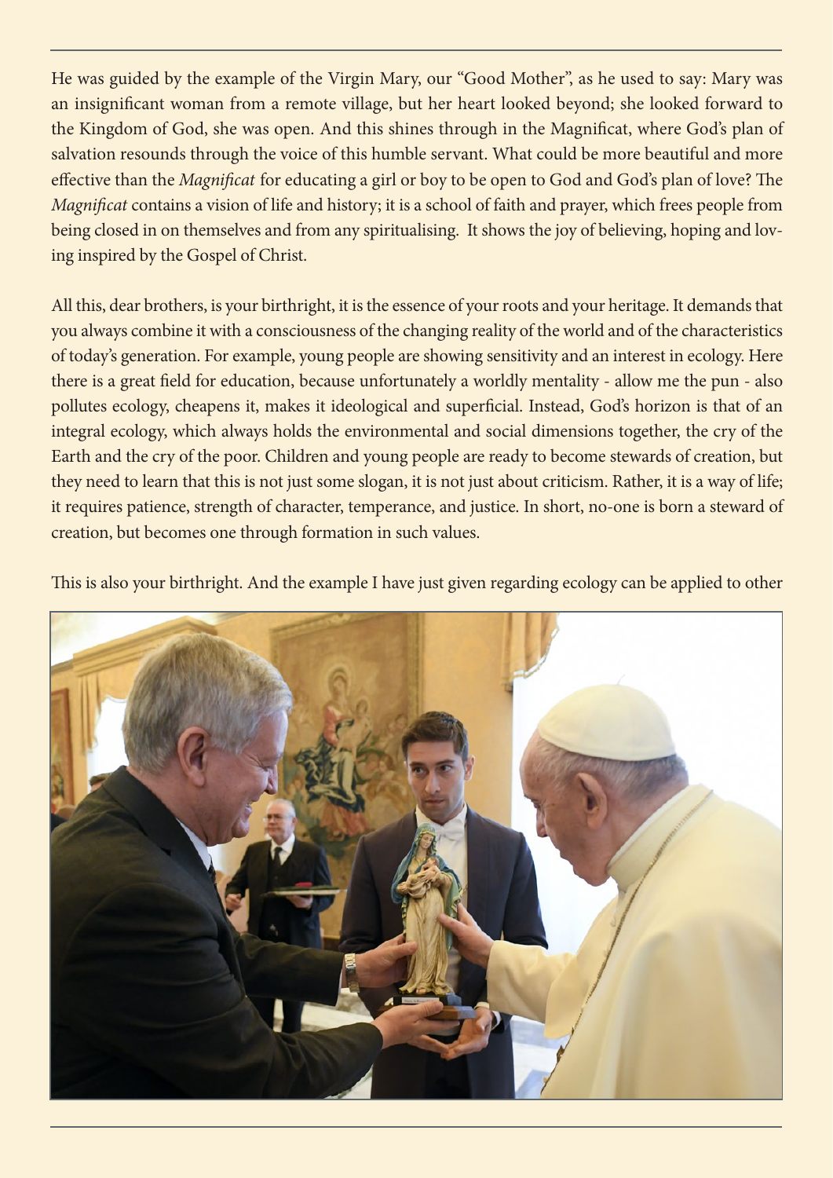He was guided by the example of the Virgin Mary, our "Good Mother", as he used to say: Mary was an insignificant woman from a remote village, but her heart looked beyond; she looked forward to the Kingdom of God, she was open. And this shines through in the Magnificat, where God's plan of salvation resounds through the voice of this humble servant. What could be more beautiful and more effective than the *Magnificat* for educating a girl or boy to be open to God and God's plan of love? The *Magnificat* contains a vision of life and history; it is a school of faith and prayer, which frees people from being closed in on themselves and from any spiritualising. It shows the joy of believing, hoping and loving inspired by the Gospel of Christ.

All this, dear brothers, is your birthright, it is the essence of your roots and your heritage. It demands that you always combine it with a consciousness of the changing reality of the world and of the characteristics of today's generation. For example, young people are showing sensitivity and an interest in ecology. Here there is a great field for education, because unfortunately a worldly mentality - allow me the pun - also pollutes ecology, cheapens it, makes it ideological and superficial. Instead, God's horizon is that of an integral ecology, which always holds the environmental and social dimensions together, the cry of the Earth and the cry of the poor. Children and young people are ready to become stewards of creation, but they need to learn that this is not just some slogan, it is not just about criticism. Rather, it is a way of life; it requires patience, strength of character, temperance, and justice. In short, no-one is born a steward of creation, but becomes one through formation in such values.

This is also your birthright. And the example I have just given regarding ecology can be applied to other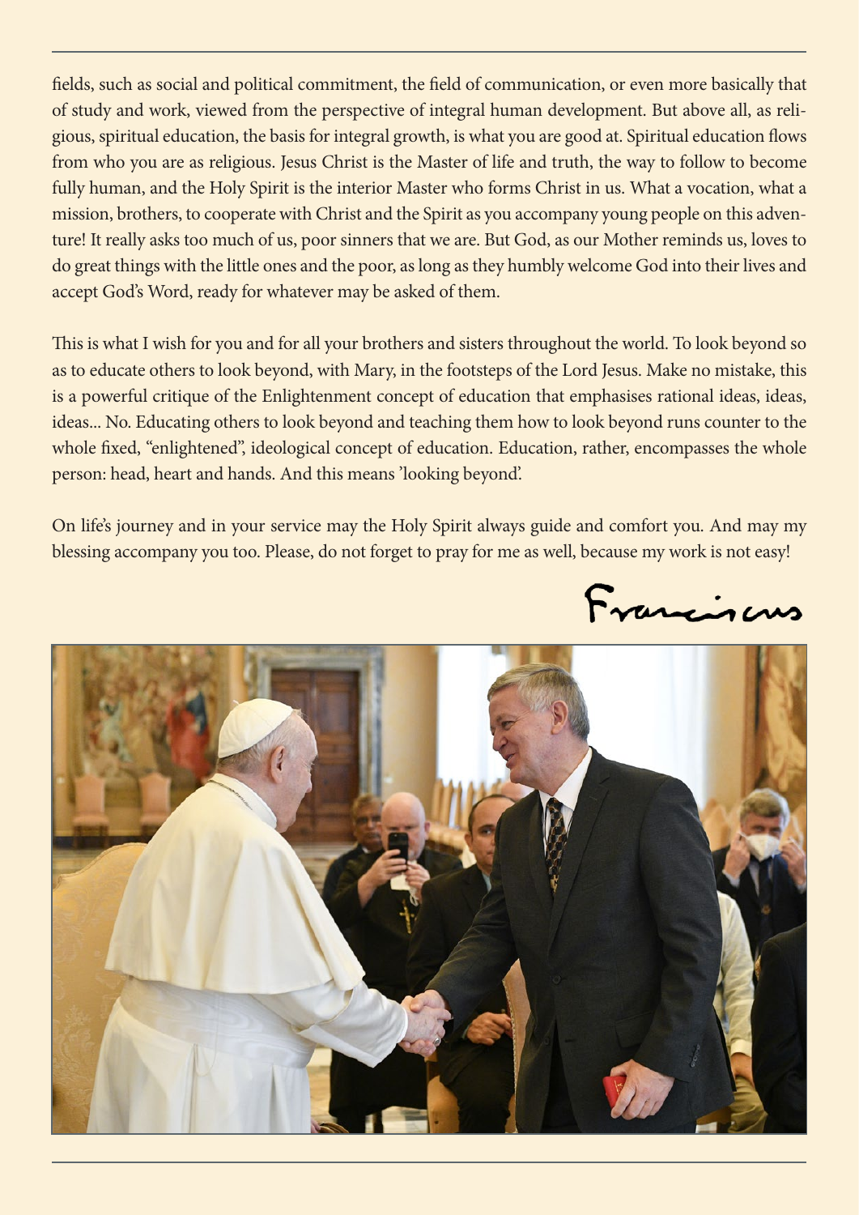fields, such as social and political commitment, the field of communication, or even more basically that of study and work, viewed from the perspective of integral human development. But above all, as religious, spiritual education, the basis for integral growth, is what you are good at. Spiritual education flows from who you are as religious. Jesus Christ is the Master of life and truth, the way to follow to become fully human, and the Holy Spirit is the interior Master who forms Christ in us. What a vocation, what a mission, brothers, to cooperate with Christ and the Spirit as you accompany young people on this adventure! It really asks too much of us, poor sinners that we are. But God, as our Mother reminds us, loves to do great things with the little ones and the poor, as long as they humbly welcome God into their lives and accept God's Word, ready for whatever may be asked of them.

This is what I wish for you and for all your brothers and sisters throughout the world. To look beyond so as to educate others to look beyond, with Mary, in the footsteps of the Lord Jesus. Make no mistake, this is a powerful critique of the Enlightenment concept of education that emphasises rational ideas, ideas, ideas... No. Educating others to look beyond and teaching them how to look beyond runs counter to the whole fixed, "enlightened", ideological concept of education. Education, rather, encompasses the whole person: head, heart and hands. And this means 'looking beyond'.

On life's journey and in your service may the Holy Spirit always guide and comfort you. And may my blessing accompany you too. Please, do not forget to pray for me as well, because my work is not easy!

Franciscus